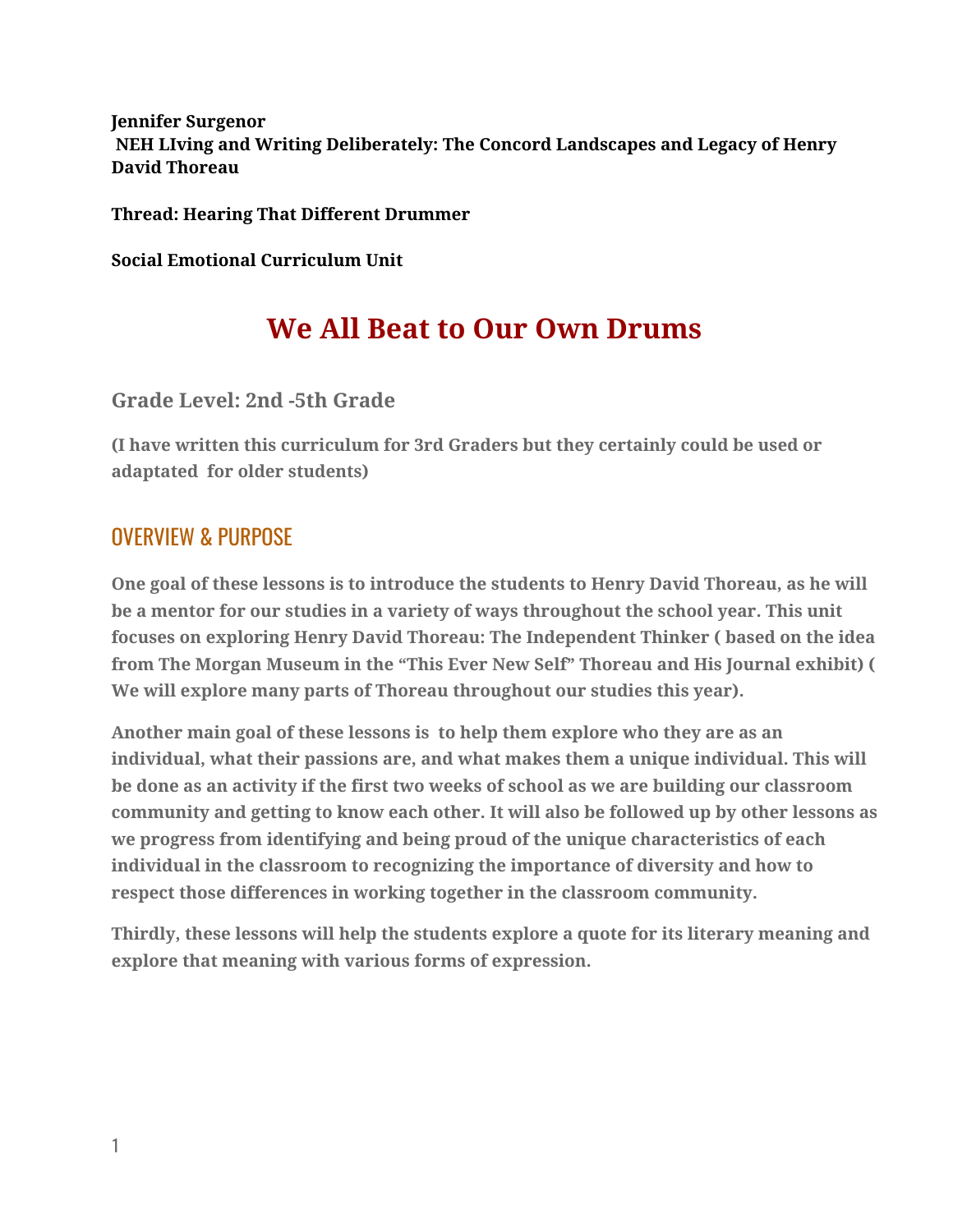**Jennifer Surgenor**
**NEH LIving and Writing Deliberately: The Concord Landscapes and Legacy of Henry David Thoreau**

**Thread: Hearing That Different Drummer**

**Social Emotional Curriculum Unit**

# We All Beat to Our Own Drums

### Grade Level: 2nd -5th Grade

**(I have written this curriculum for 3rd Graders but they certainly could be used or adaptated for older students)**

## OVERVIEW & PURPOSE

**One goal of these lessons is to introduce the students to Henry David Thoreau, as he will be a mentor for our studies in a variety of ways throughout the school year. This unit focuses on exploring Henry David Thoreau: The Independent Thinker ( based on the idea from The Morgan Museum in the "This Ever New Self" Thoreau and His Journal exhibit) ( We will explore many parts of Thoreau throughout our studies this year).**

**Another main goal of these lessons is to help them explore who they are as an individual, what their passions are, and what makes them a unique individual. This will be done as an activity if the first two weeks of school as we are building our classroom community and getting to know each other. It will also be followed up by other lessons as we progress from identifying and being proud of the unique characteristics of each individual in the classroom to recognizing the importance of diversity and how to respect those differences in working together in the classroom community.**

**Thirdly, these lessons will help the students explore a quote for its literary meaning and explore that meaning with various forms of expression.**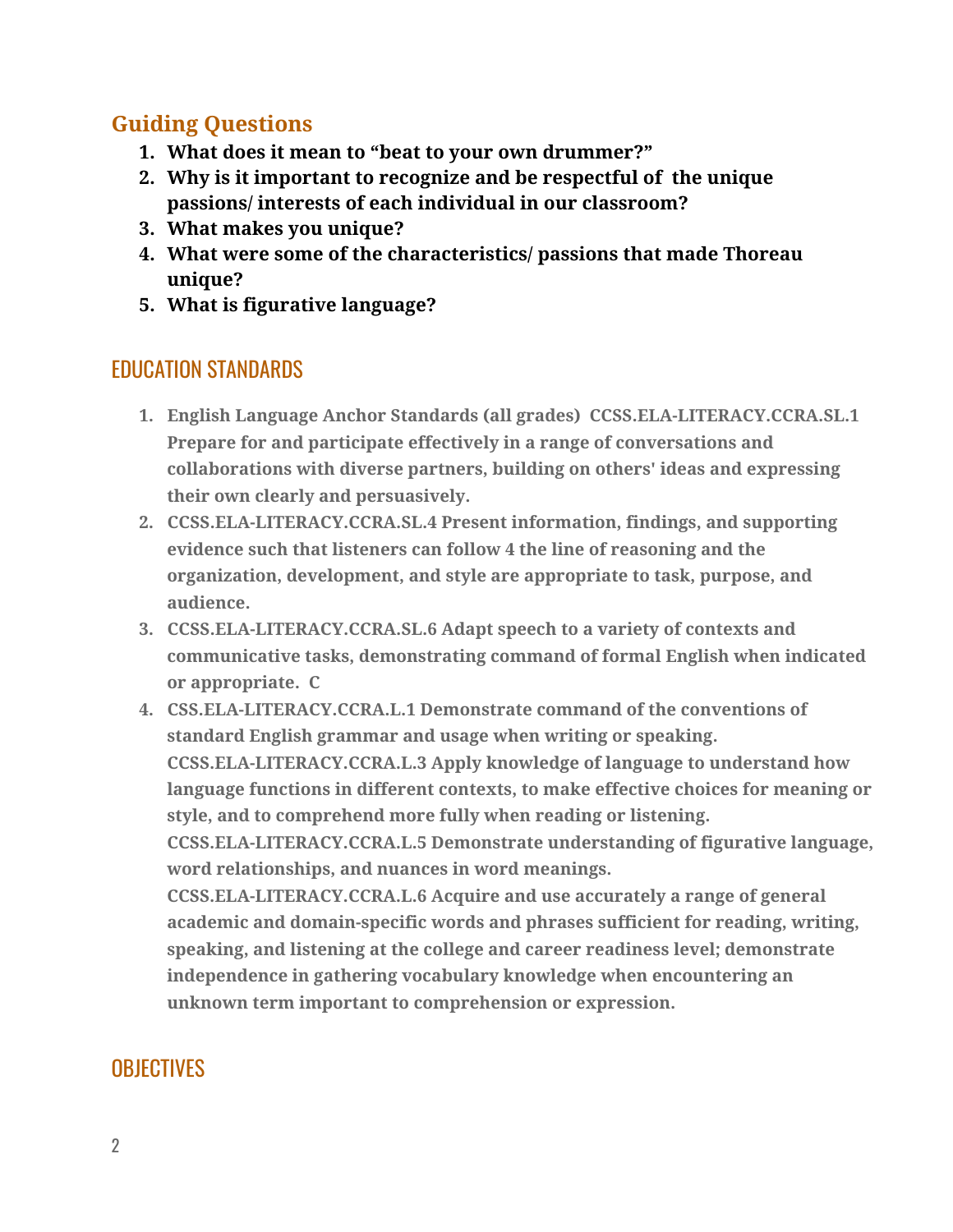## Guiding Questions

1. **What does it mean to “beat to your own drummer?”**
2. **Why is it important to recognize and be respectful of the unique passions/ interests of each individual in our classroom?**
3. **What makes you unique?**
4. **What were some of the characteristics/ passions that made Thoreau unique?**
5. **What is figurative language?**

## EDUCATION STANDARDS

1. **English Language Anchor Standards (all grades) CCSS.ELA-LITERACY.CCRA.SL.1 Prepare for and participate effectively in a range of conversations and collaborations with diverse partners, building on others' ideas and expressing their own clearly and persuasively.**
2. **CCSS.ELA-LITERACY.CCRA.SL.4 Present information, findings, and supporting evidence such that listeners can follow 4 the line of reasoning and the organization, development, and style are appropriate to task, purpose, and audience.**
3. **CCSS.ELA-LITERACY.CCRA.SL.6 Adapt speech to a variety of contexts and communicative tasks, demonstrating command of formal English when indicated or appropriate. C**
4. **CSS.ELA-LITERACY.CCRA.L.1 Demonstrate command of the conventions of standard English grammar and usage when writing or speaking. CCSS.ELA-LITERACY.CCRA.L.3 Apply knowledge of language to understand how language functions in different contexts, to make effective choices for meaning or style, and to comprehend more fully when reading or listening. CCSS.ELA-LITERACY.CCRA.L.5 Demonstrate understanding of figurative language, word relationships, and nuances in word meanings. CCSS.ELA-LITERACY.CCRA.L.6 Acquire and use accurately a range of general academic and domain-specific words and phrases sufficient for reading, writing, speaking, and listening at the college and career readiness level; demonstrate independence in gathering vocabulary knowledge when encountering an unknown term important to comprehension or expression.**

## OBJECTIVES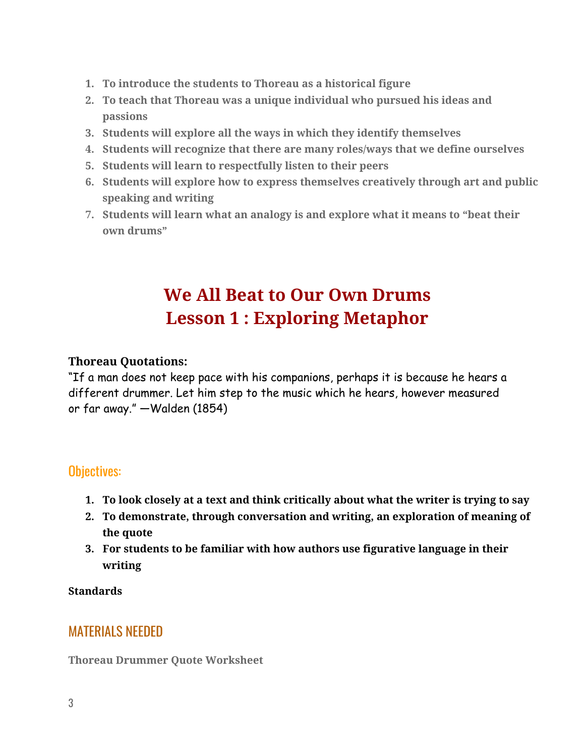1. **To introduce the students to Thoreau as a historical figure**
2. **To teach that Thoreau was a unique individual who pursued his ideas and passions**
3. **Students will explore all the ways in which they identify themselves**
4. **Students will recognize that there are many roles/ways that we define ourselves**
5. **Students will learn to respectfully listen to their peers**
6. **Students will explore how to express themselves creatively through art and public speaking and writing**
7. **Students will learn what an analogy is and explore what it means to "beat their own drums"**

# We All Beat to Our Own Drums
# Lesson 1 : Exploring Metaphor

**Thoreau Quotations:**

"If a man does not keep pace with his companions, perhaps it is because he hears a different drummer. Let him step to the music which he hears, however measured or far away." —Walden (1854)

## Objectives:

1. **To look closely at a text and think critically about what the writer is trying to say**
2. **To demonstrate, through conversation and writing, an exploration of meaning of the quote**
3. **For students to be familiar with how authors use figurative language in their writing**

**Standards**

## MATERIALS NEEDED

**Thoreau Drummer Quote Worksheet**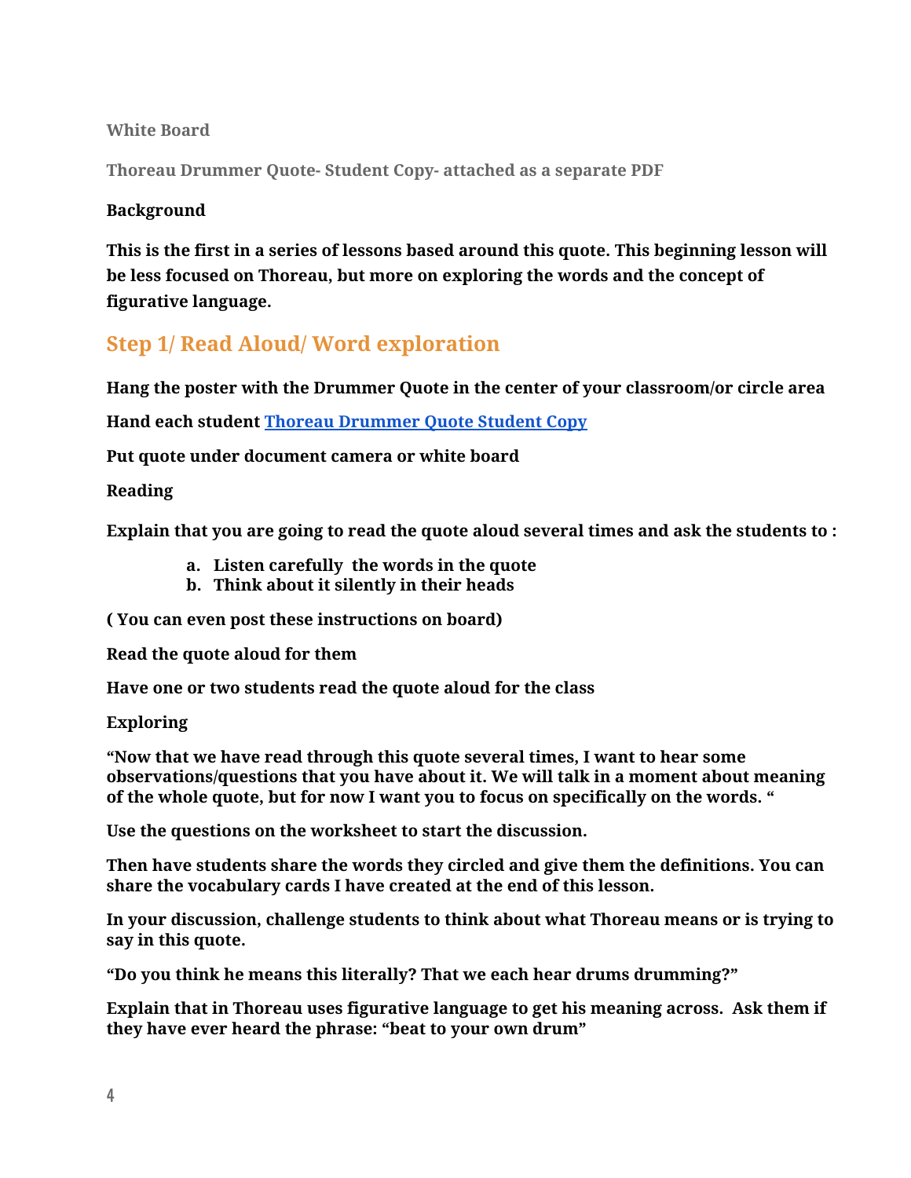**White Board**

**Thoreau Drummer Quote- Student Copy- attached as a separate PDF**

**Background**

**This is the first in a series of lessons based around this quote. This beginning lesson will be less focused on Thoreau, but more on exploring the words and the concept of figurative language.**

## Step 1/ Read Aloud/ Word exploration

**Hang the poster with the Drummer Quote in the center of your classroom/or circle area**

**Hand each student [Thoreau Drummer Quote Student Copy]**

**Put quote under document camera or white board**

**Reading**

**Explain that you are going to read the quote aloud several times and ask the students to :**

a. **Listen carefully the words in the quote**
b. **Think about it silently in their heads**

**( You can even post these instructions on board)**

**Read the quote aloud for them**

**Have one or two students read the quote aloud for the class**

**Exploring**

**"Now that we have read through this quote several times, I want to hear some observations/questions that you have about it. We will talk in a moment about meaning of the whole quote, but for now I want you to focus on specifically on the words. "**

**Use the questions on the worksheet to start the discussion.**

**Then have students share the words they circled and give them the definitions. You can share the vocabulary cards I have created at the end of this lesson.**

**In your discussion, challenge students to think about what Thoreau means or is trying to say in this quote.**

**"Do you think he means this literally? That we each hear drums drumming?"**

**Explain that in Thoreau uses figurative language to get his meaning across. Ask them if they have ever heard the phrase: "beat to your own drum"**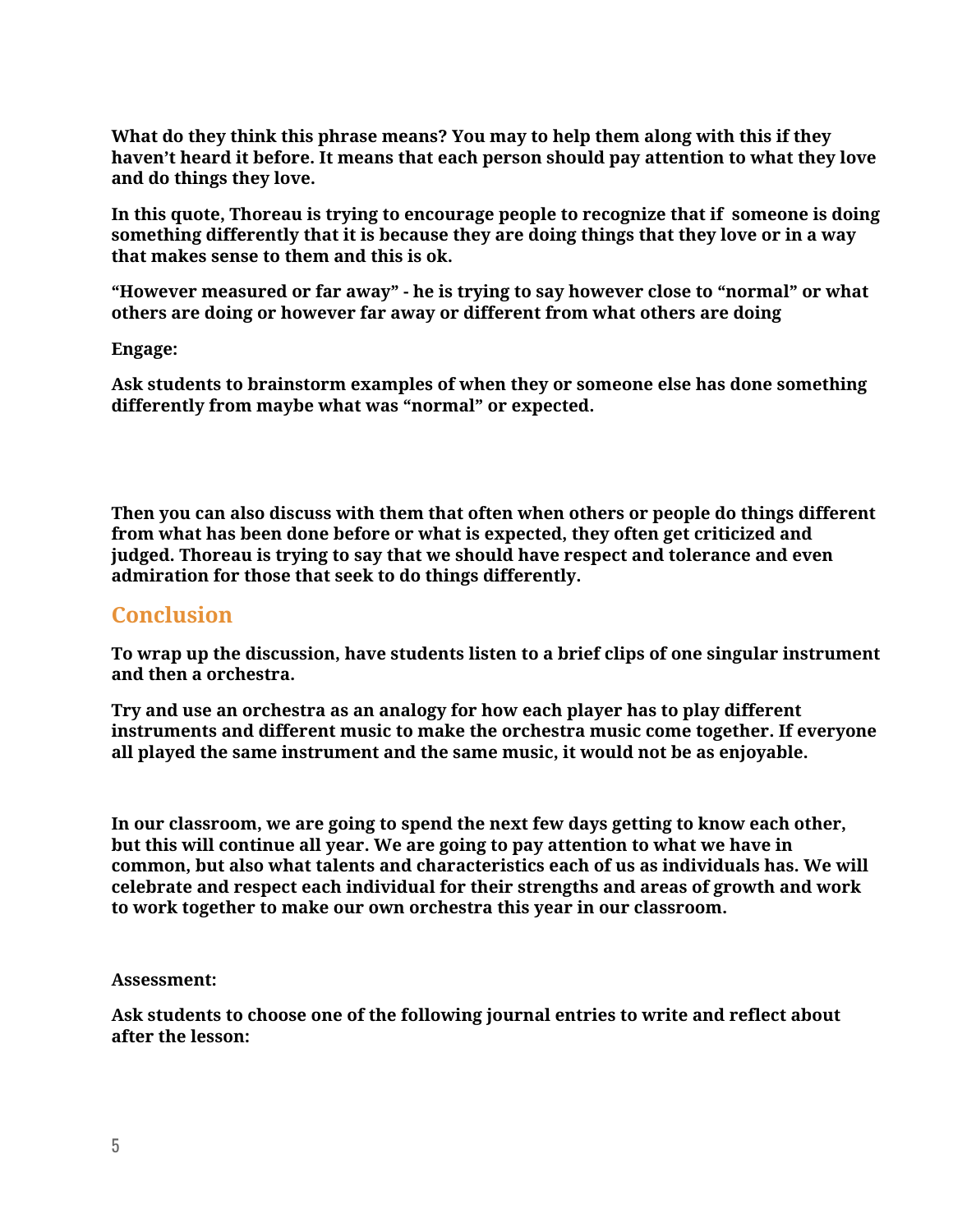**What do they think this phrase means? You may to help them along with this if they haven't heard it before. It means that each person should pay attention to what they love and do things they love.**

**In this quote, Thoreau is trying to encourage people to recognize that if someone is doing something differently that it is because they are doing things that they love or in a way that makes sense to them and this is ok.**

**"However measured or far away" - he is trying to say however close to "normal" or what others are doing or however far away or different from what others are doing**

**Engage:**

**Ask students to brainstorm examples of when they or someone else has done something differently from maybe what was "normal" or expected.**

**Then you can also discuss with them that often when others or people do things different from what has been done before or what is expected, they often get criticized and judged. Thoreau is trying to say that we should have respect and tolerance and even admiration for those that seek to do things differently.**

## Conclusion

**To wrap up the discussion, have students listen to a brief clips of one singular instrument and then a orchestra.**

**Try and use an orchestra as an analogy for how each player has to play different instruments and different music to make the orchestra music come together. If everyone all played the same instrument and the same music, it would not be as enjoyable.**

**In our classroom, we are going to spend the next few days getting to know each other, but this will continue all year. We are going to pay attention to what we have in common, but also what talents and characteristics each of us as individuals has. We will celebrate and respect each individual for their strengths and areas of growth and work to work together to make our own orchestra this year in our classroom.**

**Assessment:**

**Ask students to choose one of the following journal entries to write and reflect about after the lesson:**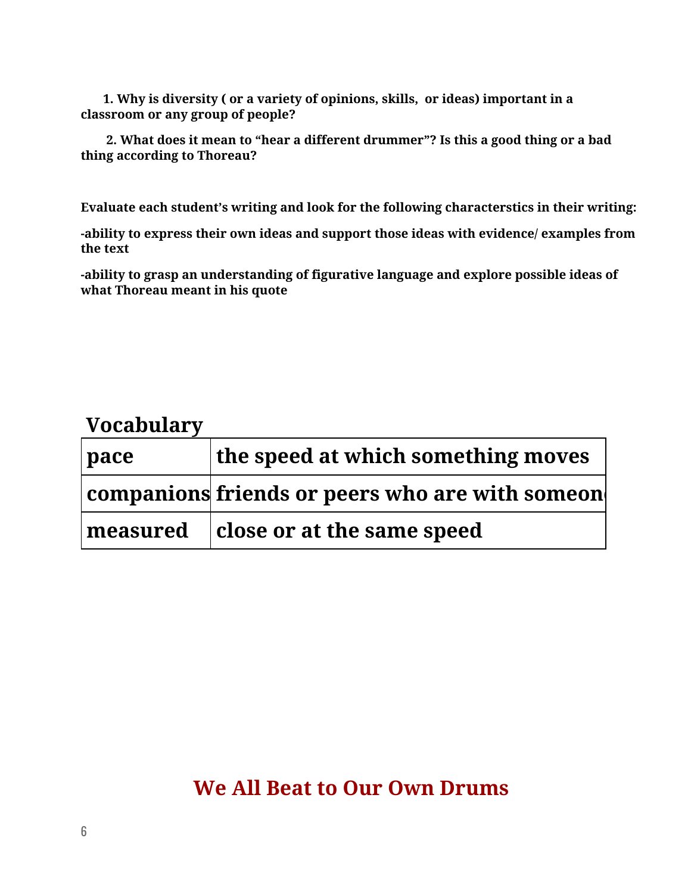**1. Why is diversity ( or a variety of opinions, skills, or ideas) important in a classroom or any group of people?**

**2. What does it mean to "hear a different drummer"? Is this a good thing or a bad thing according to Thoreau?**

**Evaluate each student's writing and look for the following characterstics in their writing:**

**-ability to express their own ideas and support those ideas with evidence/ examples from the text**

**-ability to grasp an understanding of figurative language and explore possible ideas of what Thoreau meant in his quote**

## Vocabulary

| | |
|---|---|
| **pace** | **the speed at which something moves** |
| **companions** | **friends or peers who are with someone** |
| **measured** | **close or at the same speed** |

# We All Beat to Our Own Drums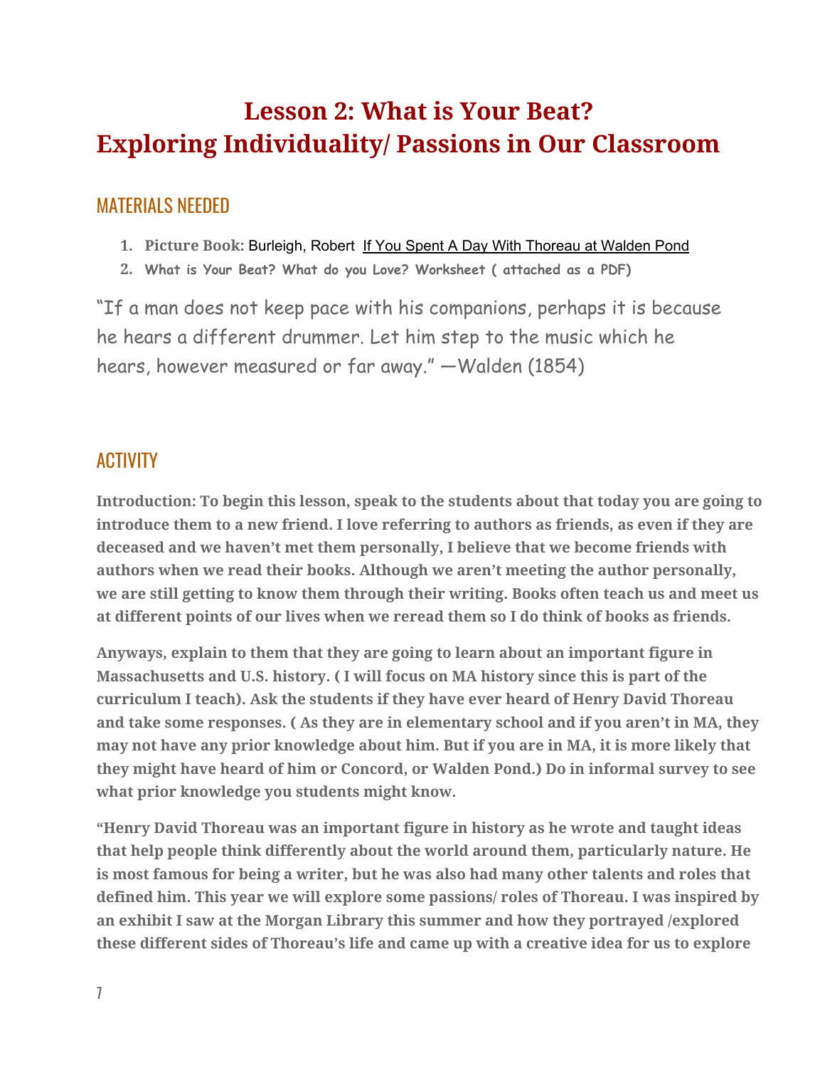# Lesson 2: What is Your Beat?
# Exploring Individuality/ Passions in Our Classroom

## MATERIALS NEEDED

1. **Picture Book:** Burleigh, Robert <u>If You Spent A Day With Thoreau at Walden Pond</u>
2. **What is Your Beat? What do you Love? Worksheet ( attached as a PDF)**

“If a man does not keep pace with his companions, perhaps it is because he hears a different drummer. Let him step to the music which he hears, however measured or far away.” —Walden (1854)

## ACTIVITY

**Introduction: To begin this lesson, speak to the students about that today you are going to introduce them to a new friend. I love referring to authors as friends, as even if they are deceased and we haven’t met them personally, I believe that we become friends with authors when we read their books. Although we aren’t meeting the author personally, we are still getting to know them through their writing. Books often teach us and meet us at different points of our lives when we reread them so I do think of books as friends.**

**Anyways, explain to them that they are going to learn about an important figure in Massachusetts and U.S. history. ( I will focus on MA history since this is part of the curriculum I teach). Ask the students if they have ever heard of Henry David Thoreau and take some responses. ( As they are in elementary school and if you aren’t in MA, they may not have any prior knowledge about him. But if you are in MA, it is more likely that they might have heard of him or Concord, or Walden Pond.) Do in informal survey to see what prior knowledge you students might know.**

**“Henry David Thoreau was an important figure in history as he wrote and taught ideas that help people think differently about the world around them, particularly nature. He is most famous for being a writer, but he was also had many other talents and roles that defined him. This year we will explore some passions/ roles of Thoreau. I was inspired by an exhibit I saw at the Morgan Library this summer and how they portrayed /explored these different sides of Thoreau’s life and came up with a creative idea for us to explore**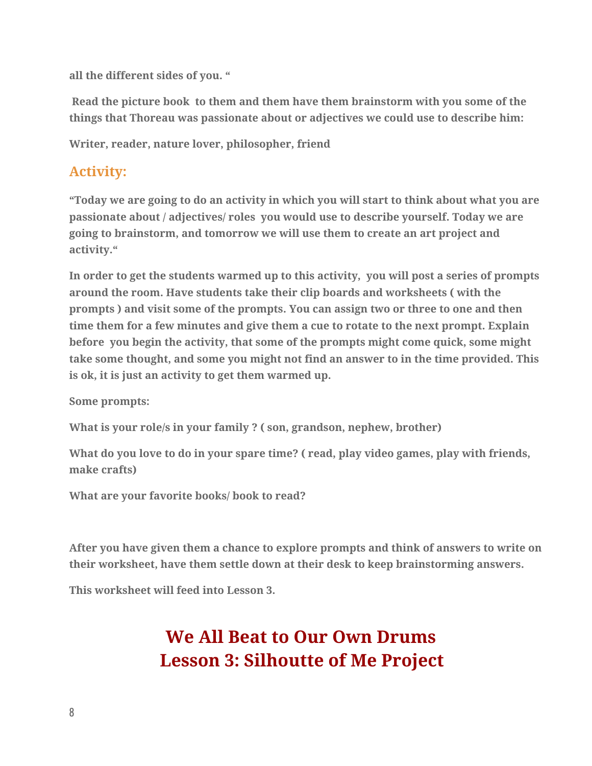**all the different sides of you. "**

**Read the picture book to them and them have them brainstorm with you some of the things that Thoreau was passionate about or adjectives we could use to describe him:**

**Writer, reader, nature lover, philosopher, friend**

## Activity:

**"Today we are going to do an activity in which you will start to think about what you are passionate about / adjectives/ roles you would use to describe yourself. Today we are going to brainstorm, and tomorrow we will use them to create an art project and activity."**

**In order to get the students warmed up to this activity, you will post a series of prompts around the room. Have students take their clip boards and worksheets ( with the prompts ) and visit some of the prompts. You can assign two or three to one and then time them for a few minutes and give them a cue to rotate to the next prompt. Explain before you begin the activity, that some of the prompts might come quick, some might take some thought, and some you might not find an answer to in the time provided. This is ok, it is just an activity to get them warmed up.**

**Some prompts:**

**What is your role/s in your family ? ( son, grandson, nephew, brother)**

**What do you love to do in your spare time? ( read, play video games, play with friends, make crafts)**

**What are your favorite books/ book to read?**

**After you have given them a chance to explore prompts and think of answers to write on their worksheet, have them settle down at their desk to keep brainstorming answers.**

**This worksheet will feed into Lesson 3.**

# We All Beat to Our Own Drums
# Lesson 3: Silhoutte of Me Project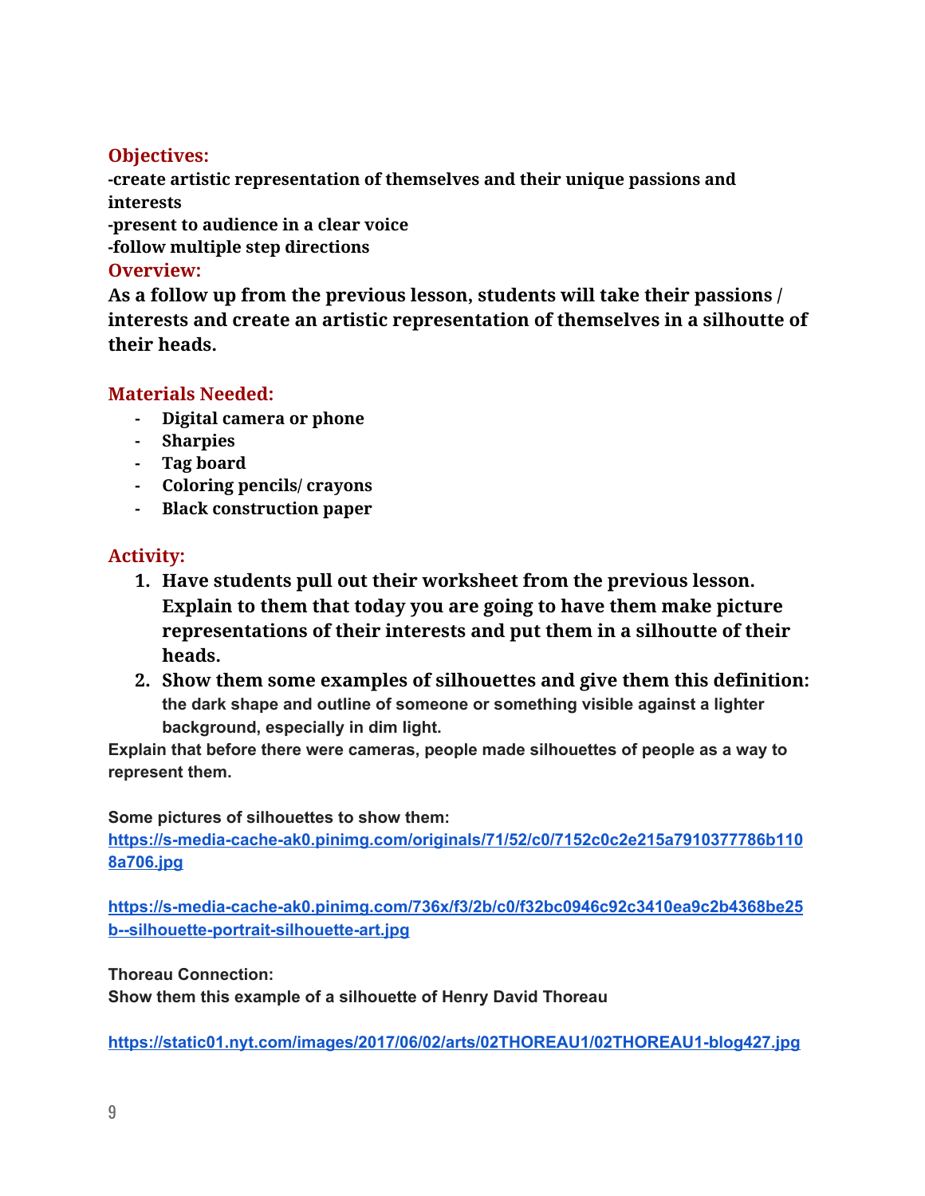### Objectives:

**-create artistic representation of themselves and their unique passions and interests**
**-present to audience in a clear voice**
**-follow multiple step directions**

### Overview:

**As a follow up from the previous lesson, students will take their passions / interests and create an artistic representation of themselves in a silhoutte of their heads.**

### Materials Needed:

- **Digital camera or phone**
- **Sharpies**
- **Tag board**
- **Coloring pencils/ crayons**
- **Black construction paper**

### Activity:

1. **Have students pull out their worksheet from the previous lesson. Explain to them that today you are going to have them make picture representations of their interests and put them in a silhoutte of their heads.**
2. **Show them some examples of silhouettes and give them this definition:** **the dark shape and outline of someone or something visible against a lighter background, especially in dim light.**

**Explain that before there were cameras, people made silhouettes of people as a way to represent them.**

**Some pictures of silhouettes to show them:**
https://s-media-cache-ak0.pinimg.com/originals/71/52/c0/7152c0c2e215a7910377786b1108a706.jpg

https://s-media-cache-ak0.pinimg.com/736x/f3/2b/c0/f32bc0946c92c3410ea9c2b4368be25b--silhouette-portrait-silhouette-art.jpg

**Thoreau Connection:**
**Show them this example of a silhouette of Henry David Thoreau**

https://static01.nyt.com/images/2017/06/02/arts/02THOREAU1/02THOREAU1-blog427.jpg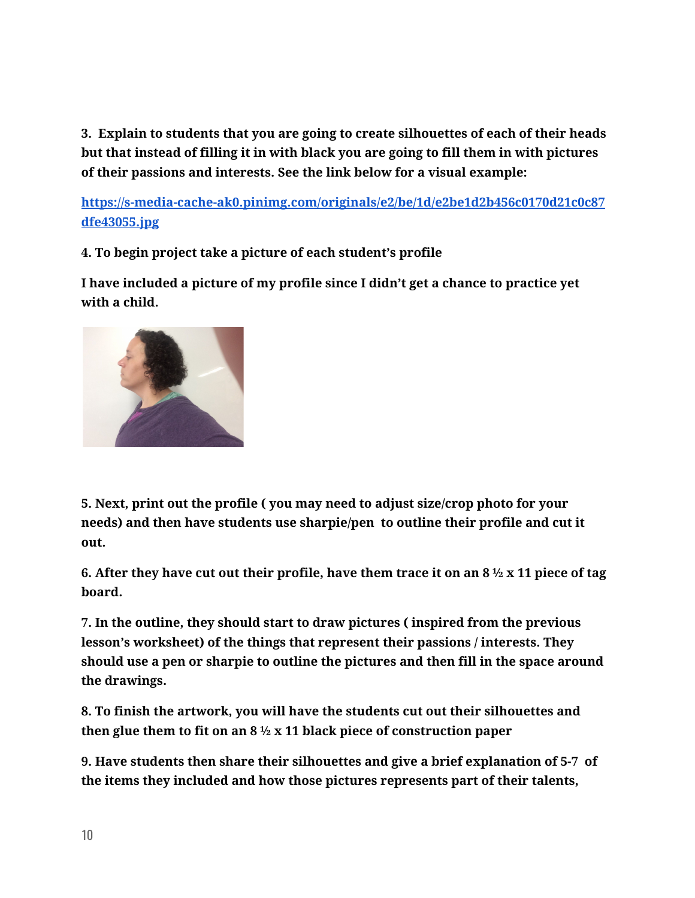**3. Explain to students that you are going to create silhouettes of each of their heads but that instead of filling it in with black you are going to fill them in with pictures of their passions and interests. See the link below for a visual example:**

**[https://s-media-cache-ak0.pinimg.com/originals/e2/be/1d/e2be1d2b456c0170d21c0c87dfe43055.jpg](https://s-media-cache-ak0.pinimg.com/originals/e2/be/1d/e2be1d2b456c0170d21c0c87dfe43055.jpg)**

**4. To begin project take a picture of each student's profile**

**I have included a picture of my profile since I didn't get a chance to practice yet with a child.**

**5. Next, print out the profile ( you may need to adjust size/crop photo for your needs) and then have students use sharpie/pen to outline their profile and cut it out.**

**6. After they have cut out their profile, have them trace it on an 8 ½ x 11 piece of tag board.**

**7. In the outline, they should start to draw pictures ( inspired from the previous lesson's worksheet) of the things that represent their passions / interests. They should use a pen or sharpie to outline the pictures and then fill in the space around the drawings.**

**8. To finish the artwork, you will have the students cut out their silhouettes and then glue them to fit on an 8 ½ x 11 black piece of construction paper**

**9. Have students then share their silhouettes and give a brief explanation of 5-7 of the items they included and how those pictures represents part of their talents,**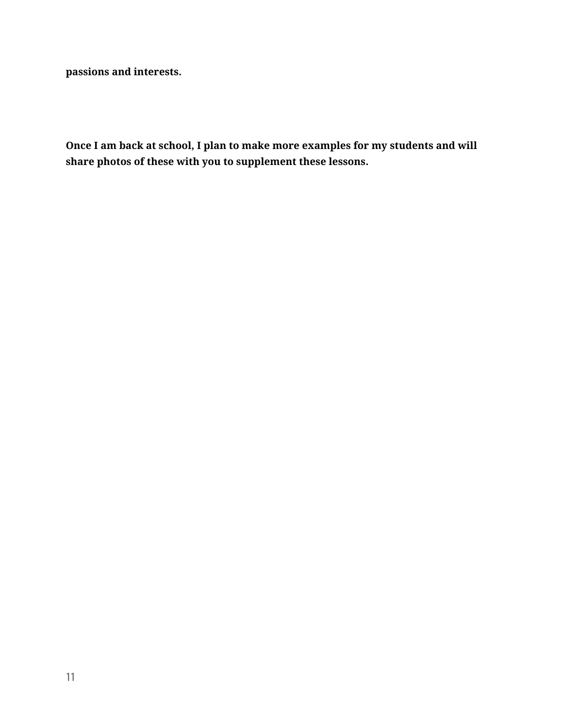**passions and interests.**

**Once I am back at school, I plan to make more examples for my students and will share photos of these with you to supplement these lessons.**